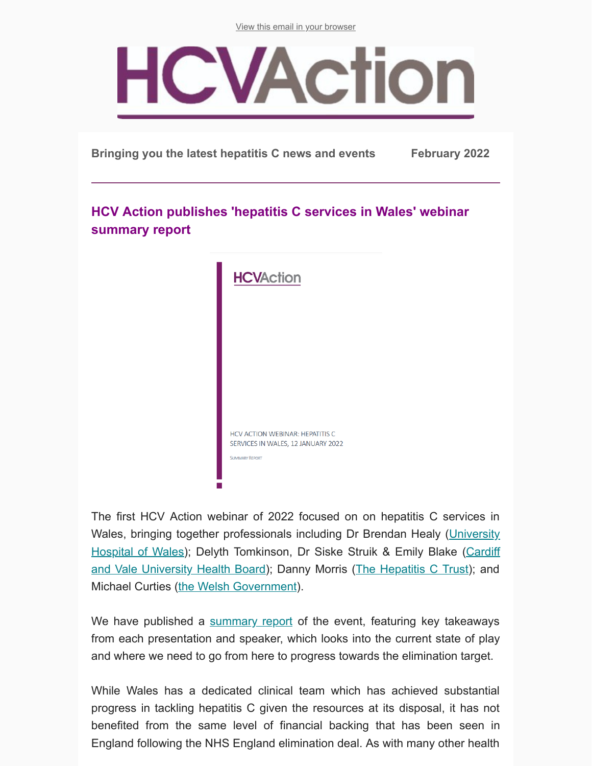View this email in your browser

**Bringing you the latest hepatitis C news and events** **February 2022**

## HCV Action publishes 'hepatitis C services in Wales' webinar summary report

HCV ACTION WEBINAR: HEPATITIS C SERVICES IN WALES, 12 JANUARY 2022

SUMMARY REPORT

The first HCV Action webinar of 2022 focused on on hepatitis C services in Wales, bringing together professionals including Dr Brendan Healy (University Hospital of Wales); Delyth Tomkinson, Dr Siske Struik & Emily Blake (Cardiff and Vale University Health Board); Danny Morris (The Hepatitis C Trust); and Michael Curties (the Welsh Government).

We have published a summary report of the event, featuring key takeaways from each presentation and speaker, which looks into the current state of play and where we need to go from here to progress towards the elimination target.

While Wales has a dedicated clinical team which has achieved substantial progress in tackling hepatitis C given the resources at its disposal, it has not benefited from the same level of financial backing that has been seen in England following the NHS England elimination deal. As with many other health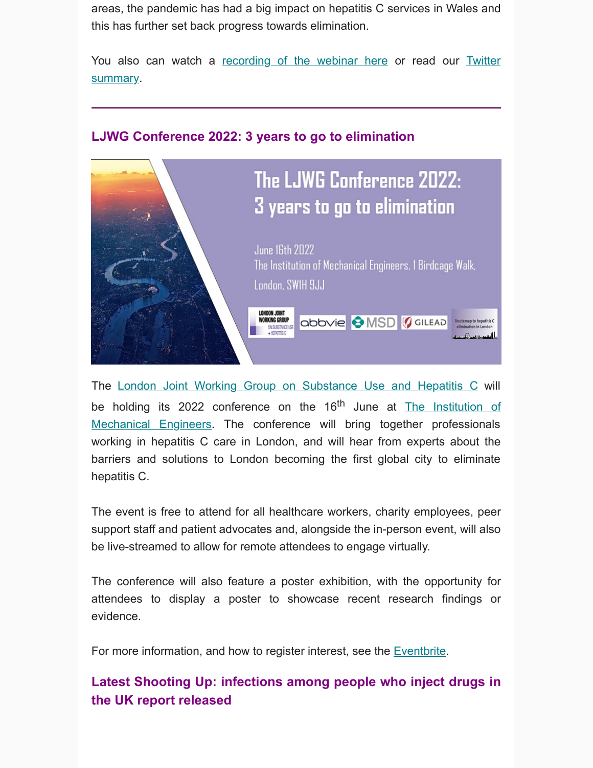areas, the pandemic has had a big impact on hepatitis C services in Wales and this has further set back progress towards elimination.

You also can watch a recording of the webinar here or read our Twitter summary.

---

## LJWG Conference 2022: 3 years to go to elimination

The London Joint Working Group on Substance Use and Hepatitis C will be holding its 2022 conference on the 16th June at The Institution of Mechanical Engineers. The conference will bring together professionals working in hepatitis C care in London, and will hear from experts about the barriers and solutions to London becoming the first global city to eliminate hepatitis C.

The event is free to attend for all healthcare workers, charity employees, peer support staff and patient advocates and, alongside the in-person event, will also be live-streamed to allow for remote attendees to engage virtually.

The conference will also feature a poster exhibition, with the opportunity for attendees to display a poster to showcase recent research findings or evidence.

For more information, and how to register interest, see the Eventbrite.

## Latest Shooting Up: infections among people who inject drugs in the UK report released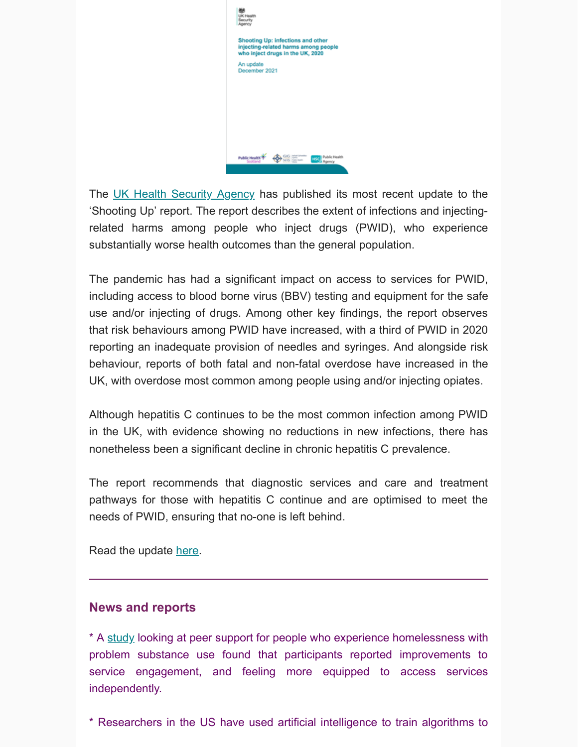The UK Health Security Agency has published its most recent update to the 'Shooting Up' report. The report describes the extent of infections and injecting-related harms among people who inject drugs (PWID), who experience substantially worse health outcomes than the general population.

The pandemic has had a significant impact on access to services for PWID, including access to blood borne virus (BBV) testing and equipment for the safe use and/or injecting of drugs. Among other key findings, the report observes that risk behaviours among PWID have increased, with a third of PWID in 2020 reporting an inadequate provision of needles and syringes. And alongside risk behaviour, reports of both fatal and non-fatal overdose have increased in the UK, with overdose most common among people using and/or injecting opiates.

Although hepatitis C continues to be the most common infection among PWID in the UK, with evidence showing no reductions in new infections, there has nonetheless been a significant decline in chronic hepatitis C prevalence.

The report recommends that diagnostic services and care and treatment pathways for those with hepatitis C continue and are optimised to meet the needs of PWID, ensuring that no-one is left behind.

Read the update here.

---

## News and reports

* A study looking at peer support for people who experience homelessness with problem substance use found that participants reported improvements to service engagement, and feeling more equipped to access services independently.

* Researchers in the US have used artificial intelligence to train algorithms to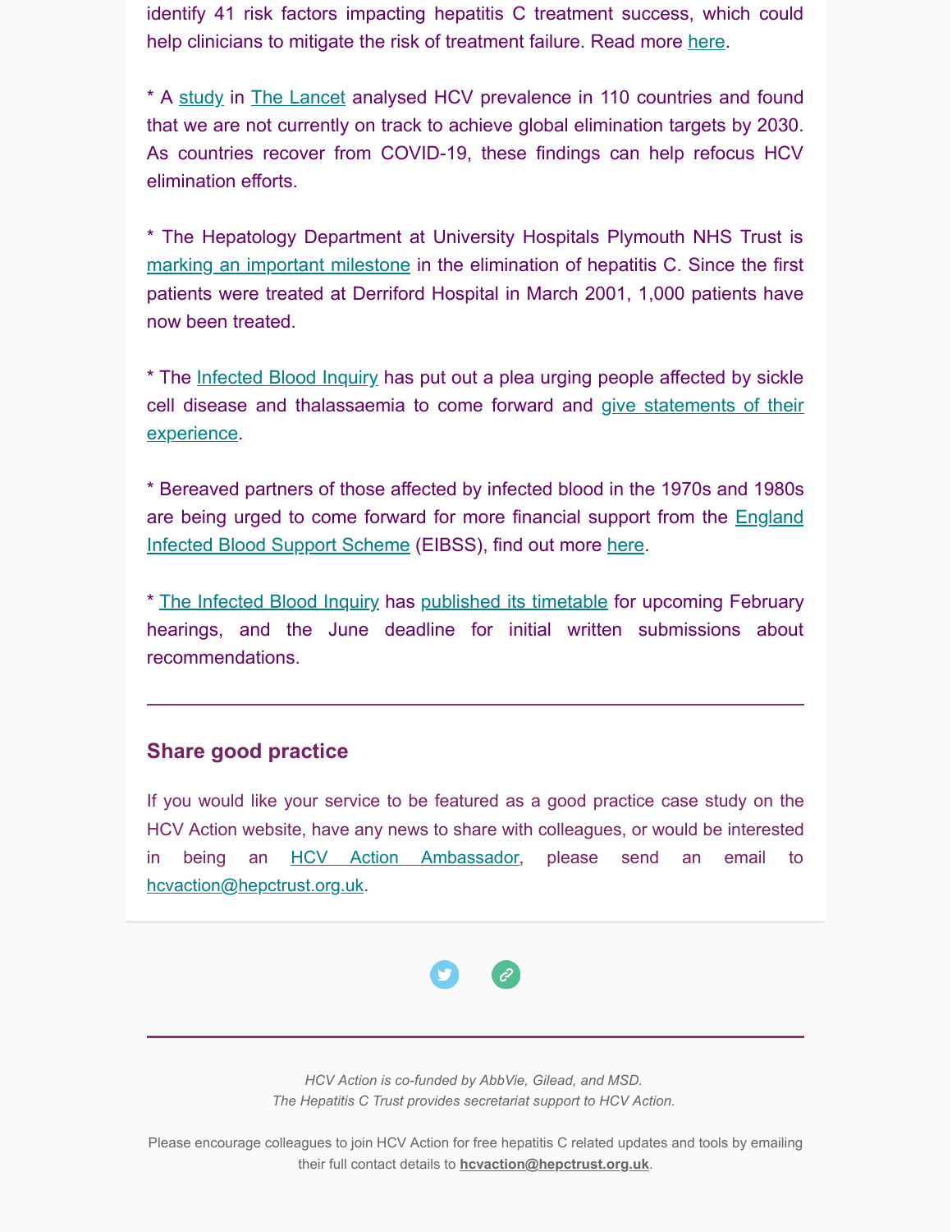identify 41 risk factors impacting hepatitis C treatment success, which could help clinicians to mitigate the risk of treatment failure. Read more here.

* A study in The Lancet analysed HCV prevalence in 110 countries and found that we are not currently on track to achieve global elimination targets by 2030. As countries recover from COVID-19, these findings can help refocus HCV elimination efforts.

* The Hepatology Department at University Hospitals Plymouth NHS Trust is marking an important milestone in the elimination of hepatitis C. Since the first patients were treated at Derriford Hospital in March 2001, 1,000 patients have now been treated.

* The Infected Blood Inquiry has put out a plea urging people affected by sickle cell disease and thalassaemia to come forward and give statements of their experience.

* Bereaved partners of those affected by infected blood in the 1970s and 1980s are being urged to come forward for more financial support from the England Infected Blood Support Scheme (EIBSS), find out more here.

* The Infected Blood Inquiry has published its timetable for upcoming February hearings, and the June deadline for initial written submissions about recommendations.

---

## Share good practice

If you would like your service to be featured as a good practice case study on the HCV Action website, have any news to share with colleagues, or would be interested in being an HCV Action Ambassador, please send an email to hcvaction@hepctrust.org.uk.

---

*HCV Action is co-funded by AbbVie, Gilead, and MSD.*
*The Hepatitis C Trust provides secretariat support to HCV Action.*

Please encourage colleagues to join HCV Action for free hepatitis C related updates and tools by emailing their full contact details to **hcvaction@hepctrust.org.uk**.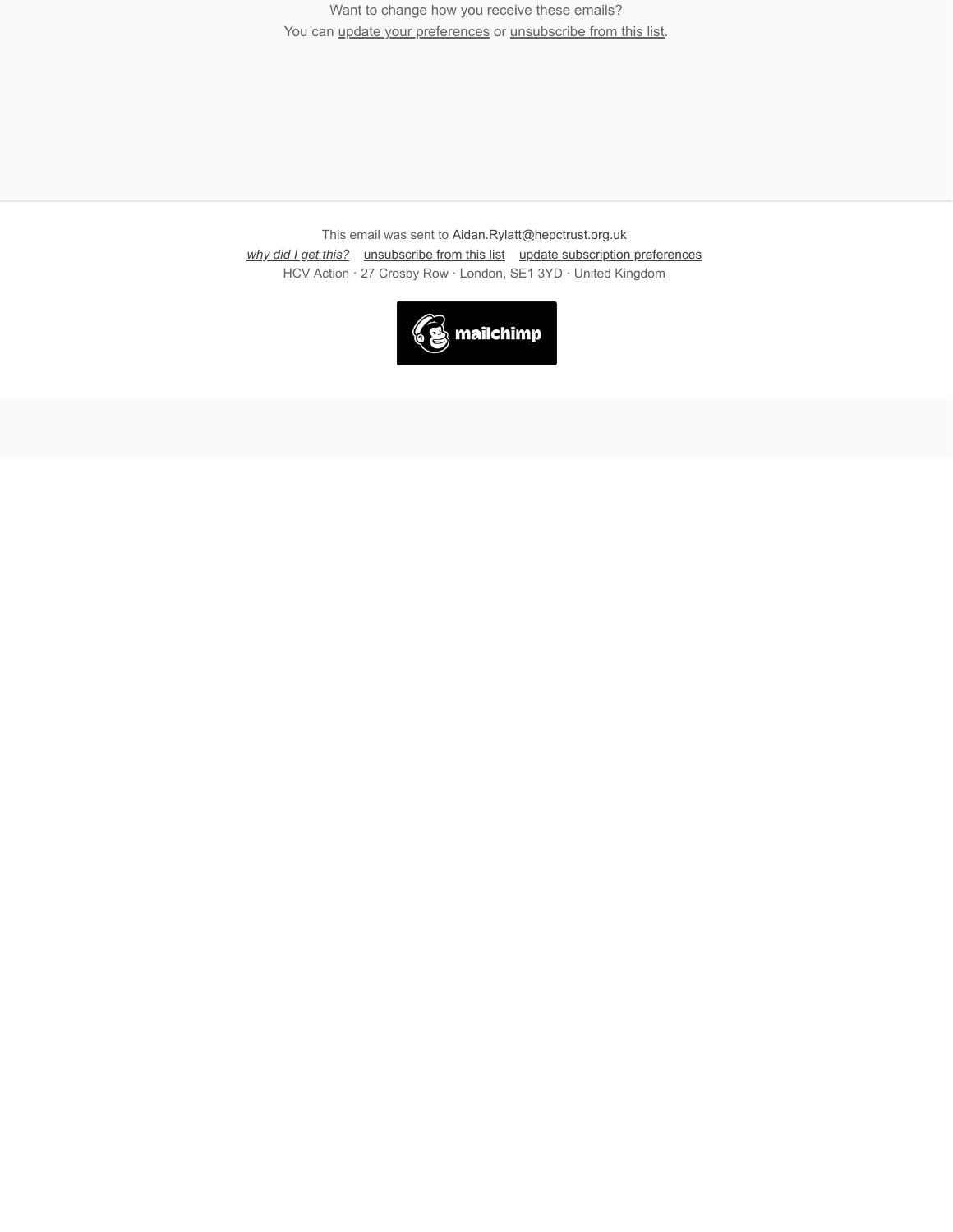Want to change how you receive these emails?
You can update your preferences or unsubscribe from this list.

This email was sent to Aidan.Rylatt@hepctrust.org.uk
*why did I get this?* unsubscribe from this list update subscription preferences
HCV Action · 27 Crosby Row · London, SE1 3YD · United Kingdom